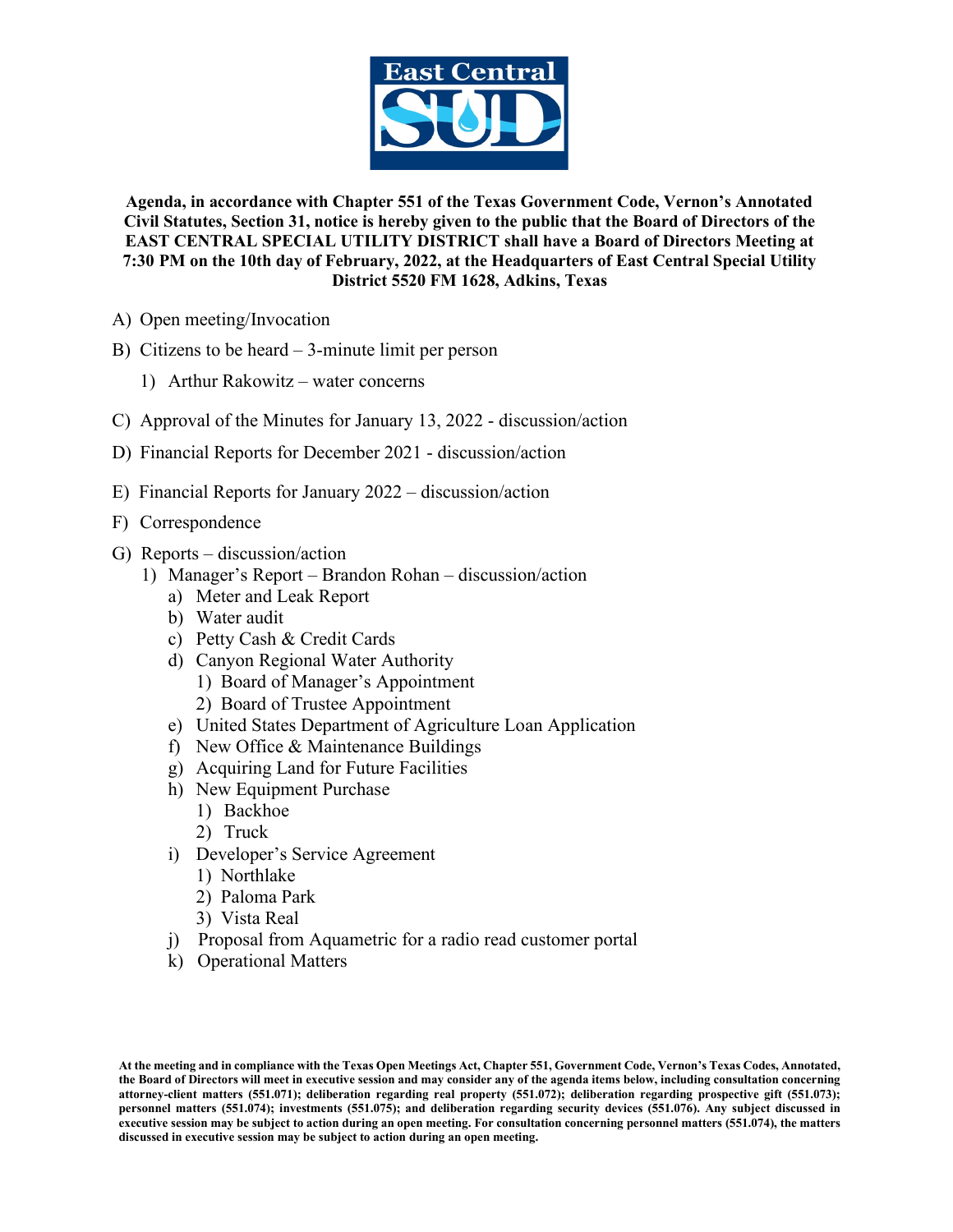**Agenda, in accordance with Chapter 551 of the Texas Government Code, Vernon's Annotated Civil Statutes, Section 31, notice is hereby given to the public that the Board of Directors of the EAST CENTRAL SPECIAL UTILITY DISTRICT shall have a Board of Directors Meeting at 7:30 PM on the 10th day of February, 2022, at the Headquarters of East Central Special Utility District 5520 FM 1628, Adkins, Texas**

A) Open meeting/Invocation

B) Citizens to be heard – 3-minute limit per person
   1) Arthur Rakowitz – water concerns

C) Approval of the Minutes for January 13, 2022 - discussion/action

D) Financial Reports for December 2021 - discussion/action

E) Financial Reports for January 2022 – discussion/action

F) Correspondence

G) Reports – discussion/action
   1) Manager's Report – Brandon Rohan – discussion/action
      a) Meter and Leak Report
      b) Water audit
      c) Petty Cash & Credit Cards
      d) Canyon Regional Water Authority
         1) Board of Manager's Appointment
         2) Board of Trustee Appointment
      e) United States Department of Agriculture Loan Application
      f) New Office & Maintenance Buildings
      g) Acquiring Land for Future Facilities
      h) New Equipment Purchase
         1) Backhoe
         2) Truck
      i) Developer's Service Agreement
         1) Northlake
         2) Paloma Park
         3) Vista Real
      j) Proposal from Aquametric for a radio read customer portal
      k) Operational Matters

**At the meeting and in compliance with the Texas Open Meetings Act, Chapter 551, Government Code, Vernon's Texas Codes, Annotated, the Board of Directors will meet in executive session and may consider any of the agenda items below, including consultation concerning attorney-client matters (551.071); deliberation regarding real property (551.072); deliberation regarding prospective gift (551.073); personnel matters (551.074); investments (551.075); and deliberation regarding security devices (551.076). Any subject discussed in executive session may be subject to action during an open meeting. For consultation concerning personnel matters (551.074), the matters discussed in executive session may be subject to action during an open meeting.**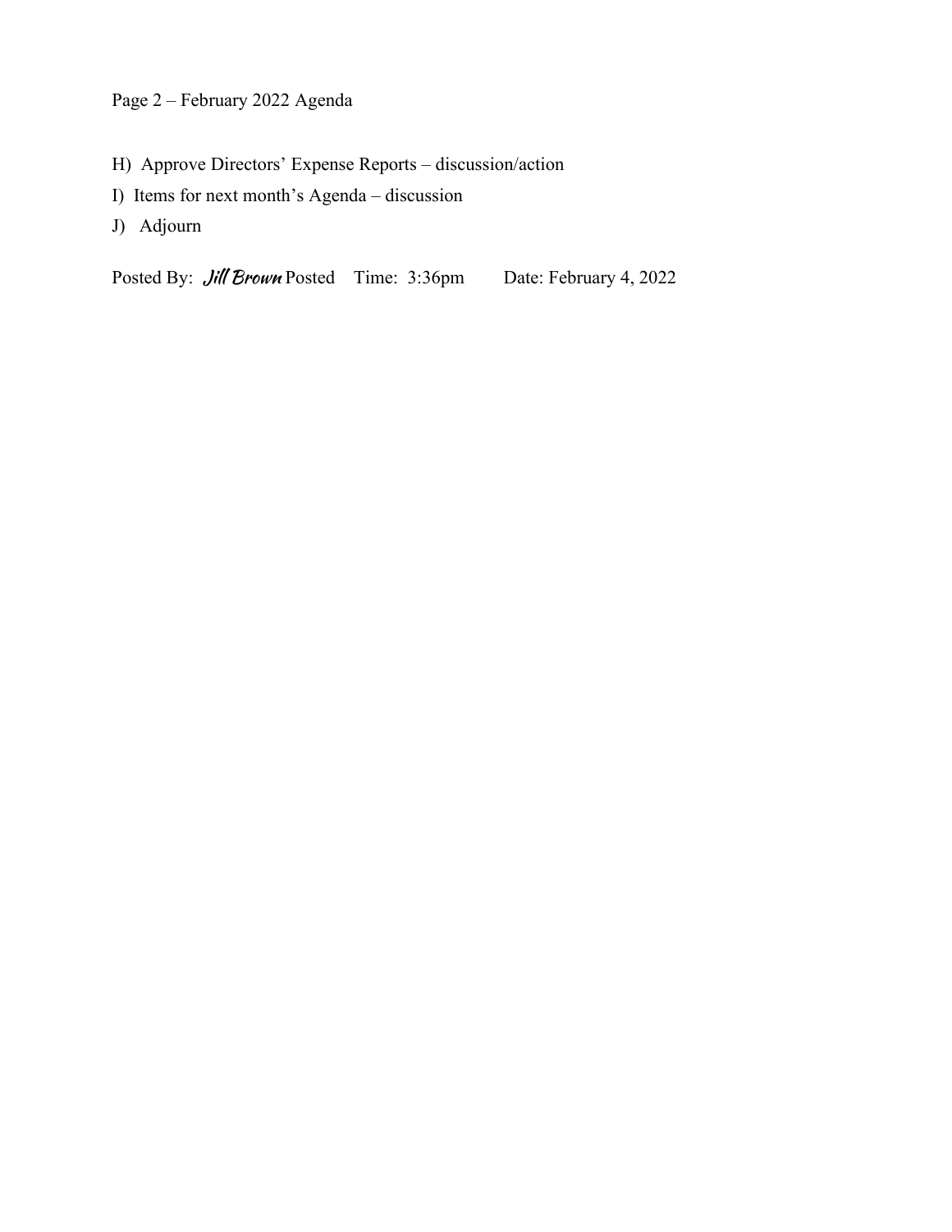Page 2 – February 2022 Agenda

H) Approve Directors' Expense Reports – discussion/action

I) Items for next month's Agenda – discussion

J) Adjourn

Posted By: *Jill Brown* Posted Time: 3:36pm Date: February 4, 2022